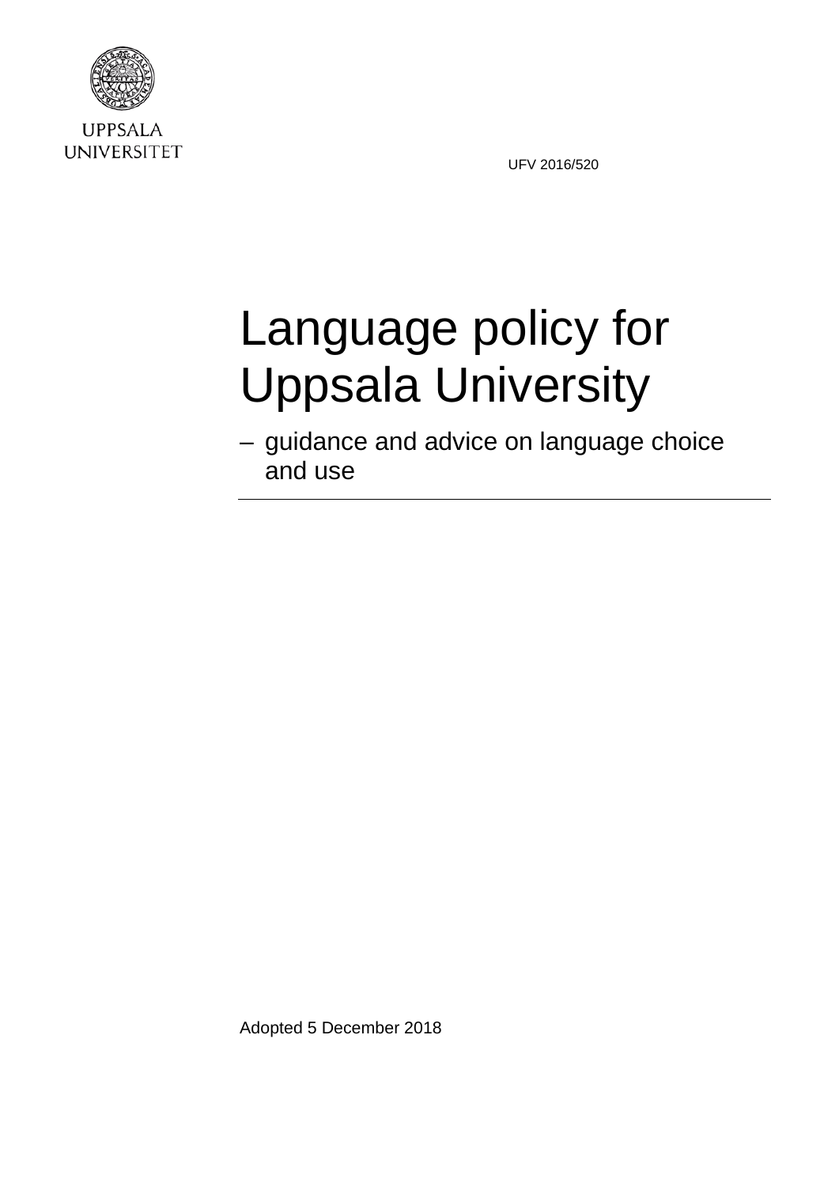UPPSALA UNIVERSITET

UFV 2016/520

# Language policy for Uppsala University

– guidance and advice on language choice and use

Adopted 5 December 2018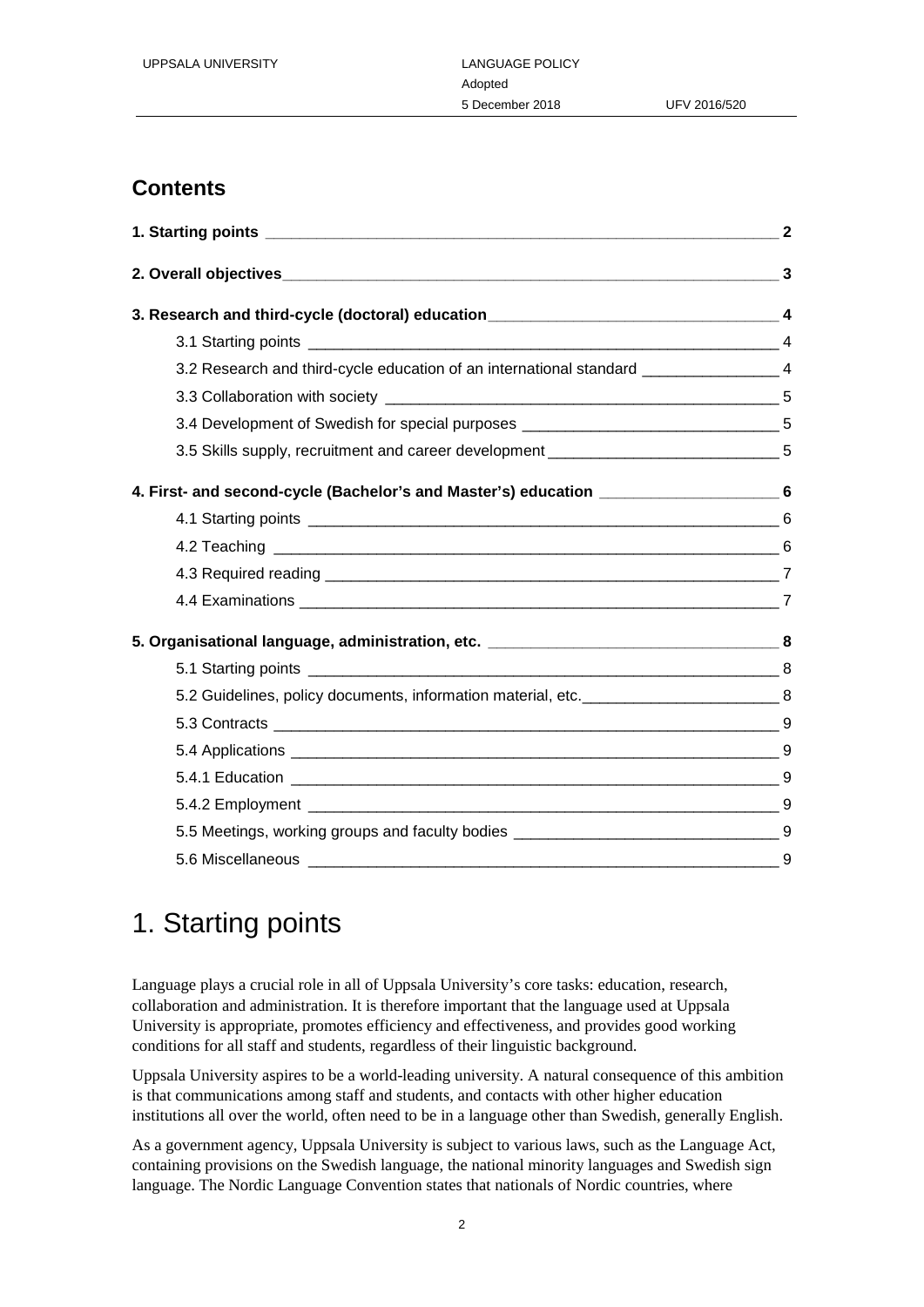## Contents

| | |
|---|---|
| **1. Starting points** | **2** |
| **2. Overall objectives** | **3** |
| **3. Research and third-cycle (doctoral) education** | **4** |
| 3.1 Starting points | 4 |
| 3.2 Research and third-cycle education of an international standard | 4 |
| 3.3 Collaboration with society | 5 |
| 3.4 Development of Swedish for special purposes | 5 |
| 3.5 Skills supply, recruitment and career development | 5 |
| **4. First- and second-cycle (Bachelor's and Master's) education** | **6** |
| 4.1 Starting points | 6 |
| 4.2 Teaching | 6 |
| 4.3 Required reading | 7 |
| 4.4 Examinations | 7 |
| **5. Organisational language, administration, etc.** | **8** |
| 5.1 Starting points | 8 |
| 5.2 Guidelines, policy documents, information material, etc. | 8 |
| 5.3 Contracts | 9 |
| 5.4 Applications | 9 |
| 5.4.1 Education | 9 |
| 5.4.2 Employment | 9 |
| 5.5 Meetings, working groups and faculty bodies | 9 |
| 5.6 Miscellaneous | 9 |

# 1. Starting points

Language plays a crucial role in all of Uppsala University's core tasks: education, research, collaboration and administration. It is therefore important that the language used at Uppsala University is appropriate, promotes efficiency and effectiveness, and provides good working conditions for all staff and students, regardless of their linguistic background.

Uppsala University aspires to be a world-leading university. A natural consequence of this ambition is that communications among staff and students, and contacts with other higher education institutions all over the world, often need to be in a language other than Swedish, generally English.

As a government agency, Uppsala University is subject to various laws, such as the Language Act, containing provisions on the Swedish language, the national minority languages and Swedish sign language. The Nordic Language Convention states that nationals of Nordic countries, where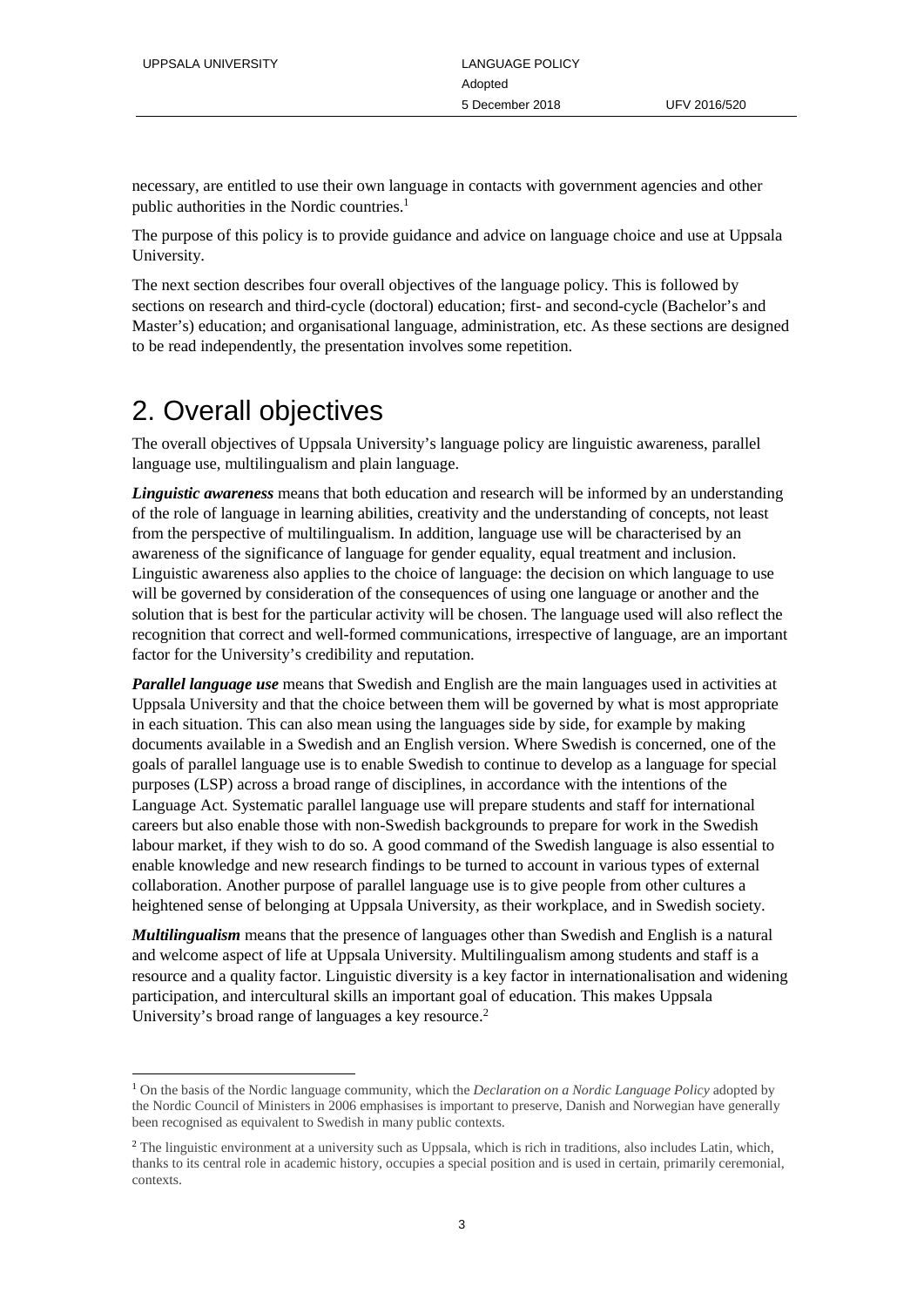necessary, are entitled to use their own language in contacts with government agencies and other public authorities in the Nordic countries.[1]

The purpose of this policy is to provide guidance and advice on language choice and use at Uppsala University.

The next section describes four overall objectives of the language policy. This is followed by sections on research and third-cycle (doctoral) education; first- and second-cycle (Bachelor's and Master's) education; and organisational language, administration, etc. As these sections are designed to be read independently, the presentation involves some repetition.

# 2. Overall objectives

The overall objectives of Uppsala University's language policy are linguistic awareness, parallel language use, multilingualism and plain language.

***Linguistic awareness*** means that both education and research will be informed by an understanding of the role of language in learning abilities, creativity and the understanding of concepts, not least from the perspective of multilingualism. In addition, language use will be characterised by an awareness of the significance of language for gender equality, equal treatment and inclusion. Linguistic awareness also applies to the choice of language: the decision on which language to use will be governed by consideration of the consequences of using one language or another and the solution that is best for the particular activity will be chosen. The language used will also reflect the recognition that correct and well-formed communications, irrespective of language, are an important factor for the University's credibility and reputation.

***Parallel language use*** means that Swedish and English are the main languages used in activities at Uppsala University and that the choice between them will be governed by what is most appropriate in each situation. This can also mean using the languages side by side, for example by making documents available in a Swedish and an English version. Where Swedish is concerned, one of the goals of parallel language use is to enable Swedish to continue to develop as a language for special purposes (LSP) across a broad range of disciplines, in accordance with the intentions of the Language Act. Systematic parallel language use will prepare students and staff for international careers but also enable those with non-Swedish backgrounds to prepare for work in the Swedish labour market, if they wish to do so. A good command of the Swedish language is also essential to enable knowledge and new research findings to be turned to account in various types of external collaboration. Another purpose of parallel language use is to give people from other cultures a heightened sense of belonging at Uppsala University, as their workplace, and in Swedish society.

***Multilingualism*** means that the presence of languages other than Swedish and English is a natural and welcome aspect of life at Uppsala University. Multilingualism among students and staff is a resource and a quality factor. Linguistic diversity is a key factor in internationalisation and widening participation, and intercultural skills an important goal of education. This makes Uppsala University's broad range of languages a key resource.[2]

---

[1] On the basis of the Nordic language community, which the *Declaration on a Nordic Language Policy* adopted by the Nordic Council of Ministers in 2006 emphasises is important to preserve, Danish and Norwegian have generally been recognised as equivalent to Swedish in many public contexts.

[2] The linguistic environment at a university such as Uppsala, which is rich in traditions, also includes Latin, which, thanks to its central role in academic history, occupies a special position and is used in certain, primarily ceremonial, contexts.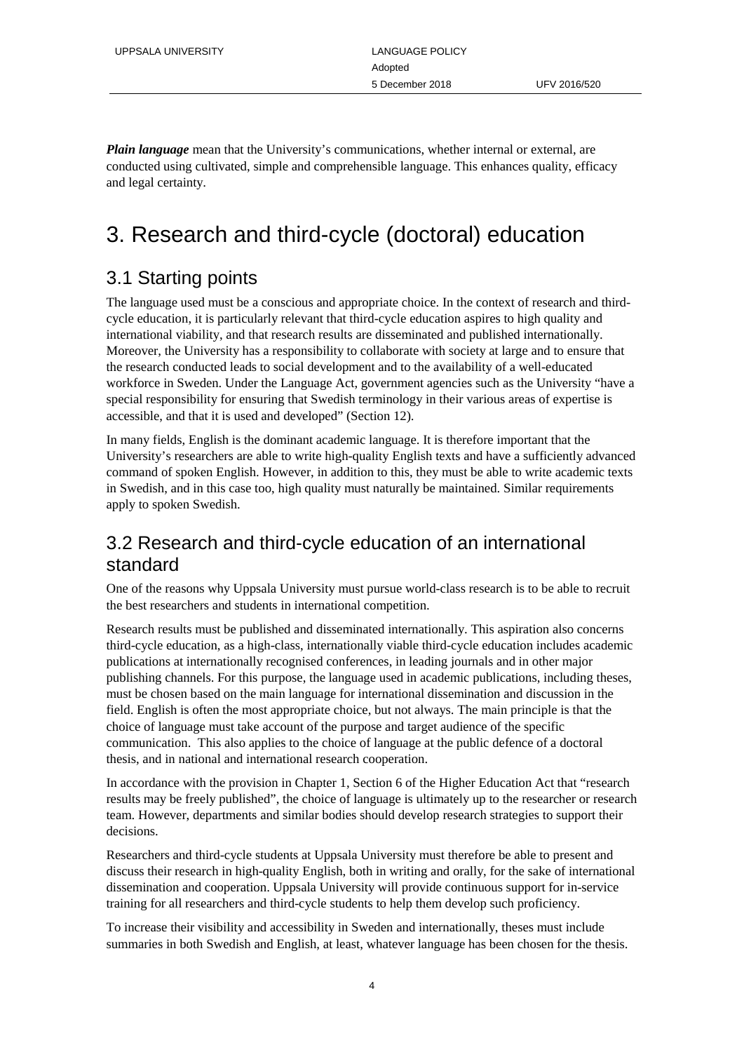***Plain language*** mean that the University's communications, whether internal or external, are conducted using cultivated, simple and comprehensible language. This enhances quality, efficacy and legal certainty.

# 3. Research and third-cycle (doctoral) education

## 3.1 Starting points

The language used must be a conscious and appropriate choice. In the context of research and third-cycle education, it is particularly relevant that third-cycle education aspires to high quality and international viability, and that research results are disseminated and published internationally. Moreover, the University has a responsibility to collaborate with society at large and to ensure that the research conducted leads to social development and to the availability of a well-educated workforce in Sweden. Under the Language Act, government agencies such as the University "have a special responsibility for ensuring that Swedish terminology in their various areas of expertise is accessible, and that it is used and developed" (Section 12).

In many fields, English is the dominant academic language. It is therefore important that the University's researchers are able to write high-quality English texts and have a sufficiently advanced command of spoken English. However, in addition to this, they must be able to write academic texts in Swedish, and in this case too, high quality must naturally be maintained. Similar requirements apply to spoken Swedish.

## 3.2 Research and third-cycle education of an international standard

One of the reasons why Uppsala University must pursue world-class research is to be able to recruit the best researchers and students in international competition.

Research results must be published and disseminated internationally. This aspiration also concerns third-cycle education, as a high-class, internationally viable third-cycle education includes academic publications at internationally recognised conferences, in leading journals and in other major publishing channels. For this purpose, the language used in academic publications, including theses, must be chosen based on the main language for international dissemination and discussion in the field. English is often the most appropriate choice, but not always. The main principle is that the choice of language must take account of the purpose and target audience of the specific communication. This also applies to the choice of language at the public defence of a doctoral thesis, and in national and international research cooperation.

In accordance with the provision in Chapter 1, Section 6 of the Higher Education Act that "research results may be freely published", the choice of language is ultimately up to the researcher or research team. However, departments and similar bodies should develop research strategies to support their decisions.

Researchers and third-cycle students at Uppsala University must therefore be able to present and discuss their research in high-quality English, both in writing and orally, for the sake of international dissemination and cooperation. Uppsala University will provide continuous support for in-service training for all researchers and third-cycle students to help them develop such proficiency.

To increase their visibility and accessibility in Sweden and internationally, theses must include summaries in both Swedish and English, at least, whatever language has been chosen for the thesis.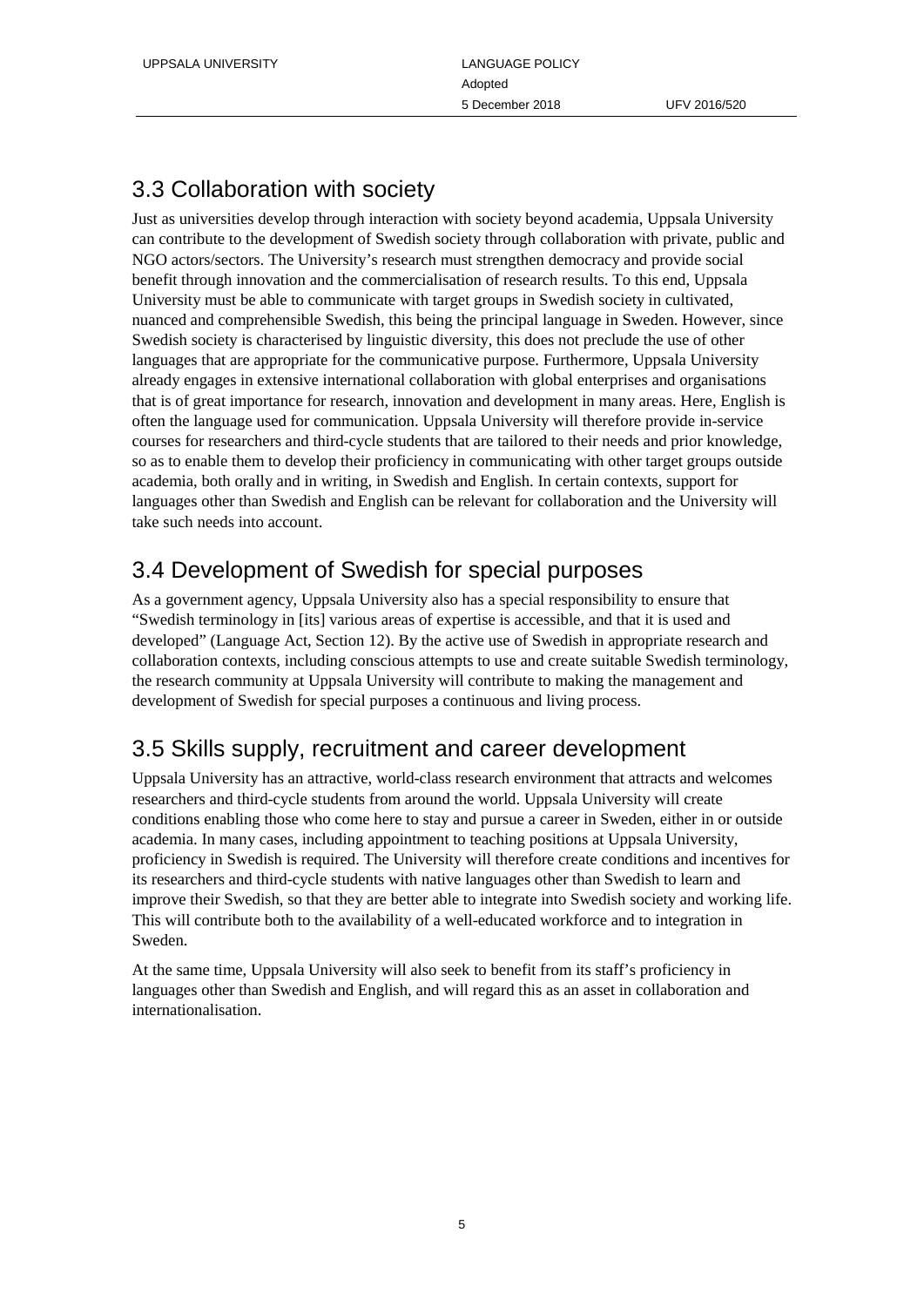## 3.3 Collaboration with society

Just as universities develop through interaction with society beyond academia, Uppsala University can contribute to the development of Swedish society through collaboration with private, public and NGO actors/sectors. The University's research must strengthen democracy and provide social benefit through innovation and the commercialisation of research results. To this end, Uppsala University must be able to communicate with target groups in Swedish society in cultivated, nuanced and comprehensible Swedish, this being the principal language in Sweden. However, since Swedish society is characterised by linguistic diversity, this does not preclude the use of other languages that are appropriate for the communicative purpose. Furthermore, Uppsala University already engages in extensive international collaboration with global enterprises and organisations that is of great importance for research, innovation and development in many areas. Here, English is often the language used for communication. Uppsala University will therefore provide in-service courses for researchers and third-cycle students that are tailored to their needs and prior knowledge, so as to enable them to develop their proficiency in communicating with other target groups outside academia, both orally and in writing, in Swedish and English. In certain contexts, support for languages other than Swedish and English can be relevant for collaboration and the University will take such needs into account.

## 3.4 Development of Swedish for special purposes

As a government agency, Uppsala University also has a special responsibility to ensure that "Swedish terminology in [its] various areas of expertise is accessible, and that it is used and developed" (Language Act, Section 12). By the active use of Swedish in appropriate research and collaboration contexts, including conscious attempts to use and create suitable Swedish terminology, the research community at Uppsala University will contribute to making the management and development of Swedish for special purposes a continuous and living process.

## 3.5 Skills supply, recruitment and career development

Uppsala University has an attractive, world-class research environment that attracts and welcomes researchers and third-cycle students from around the world. Uppsala University will create conditions enabling those who come here to stay and pursue a career in Sweden, either in or outside academia. In many cases, including appointment to teaching positions at Uppsala University, proficiency in Swedish is required. The University will therefore create conditions and incentives for its researchers and third-cycle students with native languages other than Swedish to learn and improve their Swedish, so that they are better able to integrate into Swedish society and working life. This will contribute both to the availability of a well-educated workforce and to integration in Sweden.

At the same time, Uppsala University will also seek to benefit from its staff's proficiency in languages other than Swedish and English, and will regard this as an asset in collaboration and internationalisation.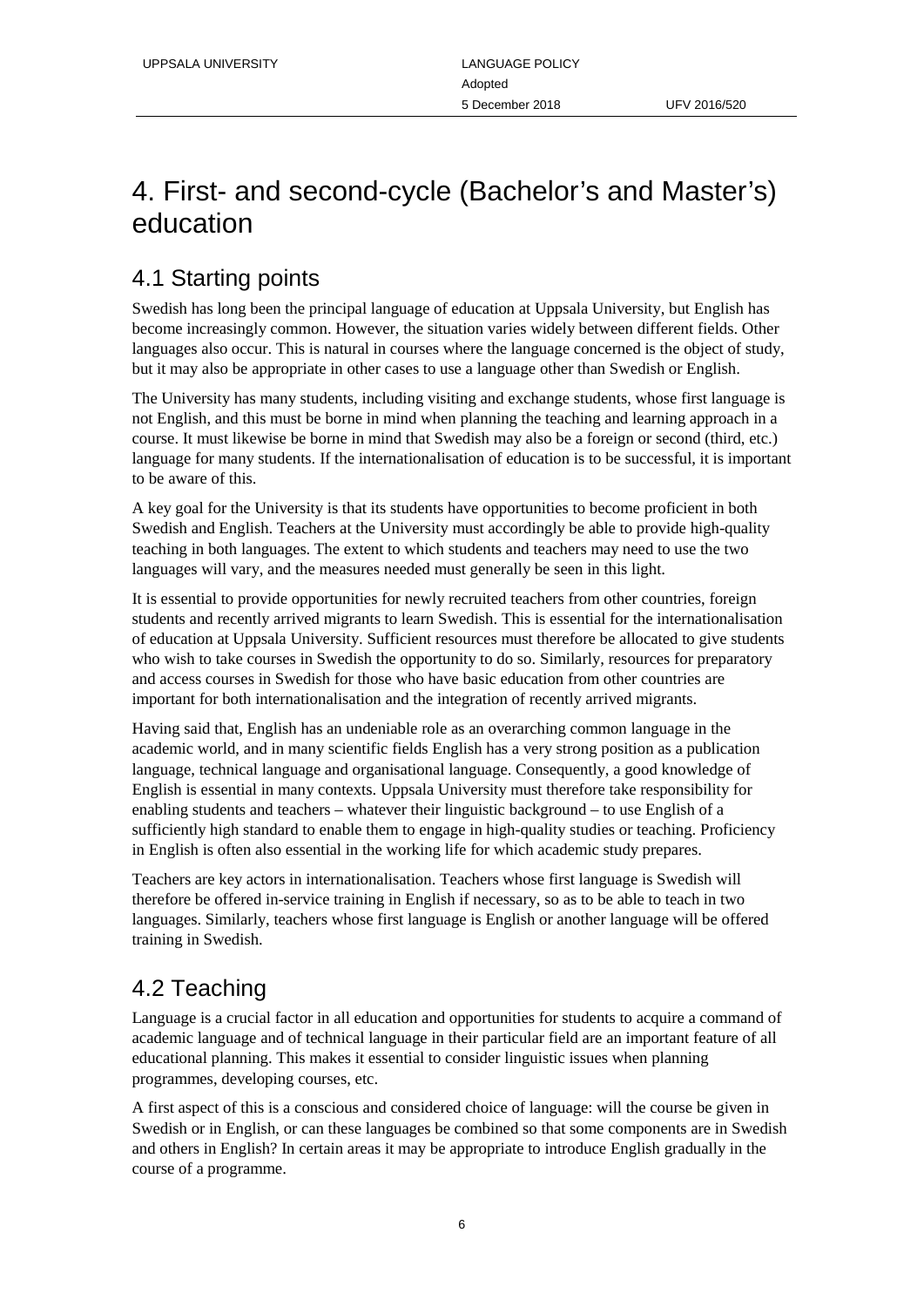# 4. First- and second-cycle (Bachelor's and Master's) education

## 4.1 Starting points

Swedish has long been the principal language of education at Uppsala University, but English has become increasingly common. However, the situation varies widely between different fields. Other languages also occur. This is natural in courses where the language concerned is the object of study, but it may also be appropriate in other cases to use a language other than Swedish or English.

The University has many students, including visiting and exchange students, whose first language is not English, and this must be borne in mind when planning the teaching and learning approach in a course. It must likewise be borne in mind that Swedish may also be a foreign or second (third, etc.) language for many students. If the internationalisation of education is to be successful, it is important to be aware of this.

A key goal for the University is that its students have opportunities to become proficient in both Swedish and English. Teachers at the University must accordingly be able to provide high-quality teaching in both languages. The extent to which students and teachers may need to use the two languages will vary, and the measures needed must generally be seen in this light.

It is essential to provide opportunities for newly recruited teachers from other countries, foreign students and recently arrived migrants to learn Swedish. This is essential for the internationalisation of education at Uppsala University. Sufficient resources must therefore be allocated to give students who wish to take courses in Swedish the opportunity to do so. Similarly, resources for preparatory and access courses in Swedish for those who have basic education from other countries are important for both internationalisation and the integration of recently arrived migrants.

Having said that, English has an undeniable role as an overarching common language in the academic world, and in many scientific fields English has a very strong position as a publication language, technical language and organisational language. Consequently, a good knowledge of English is essential in many contexts. Uppsala University must therefore take responsibility for enabling students and teachers – whatever their linguistic background – to use English of a sufficiently high standard to enable them to engage in high-quality studies or teaching. Proficiency in English is often also essential in the working life for which academic study prepares.

Teachers are key actors in internationalisation. Teachers whose first language is Swedish will therefore be offered in-service training in English if necessary, so as to be able to teach in two languages. Similarly, teachers whose first language is English or another language will be offered training in Swedish.

## 4.2 Teaching

Language is a crucial factor in all education and opportunities for students to acquire a command of academic language and of technical language in their particular field are an important feature of all educational planning. This makes it essential to consider linguistic issues when planning programmes, developing courses, etc.

A first aspect of this is a conscious and considered choice of language: will the course be given in Swedish or in English, or can these languages be combined so that some components are in Swedish and others in English? In certain areas it may be appropriate to introduce English gradually in the course of a programme.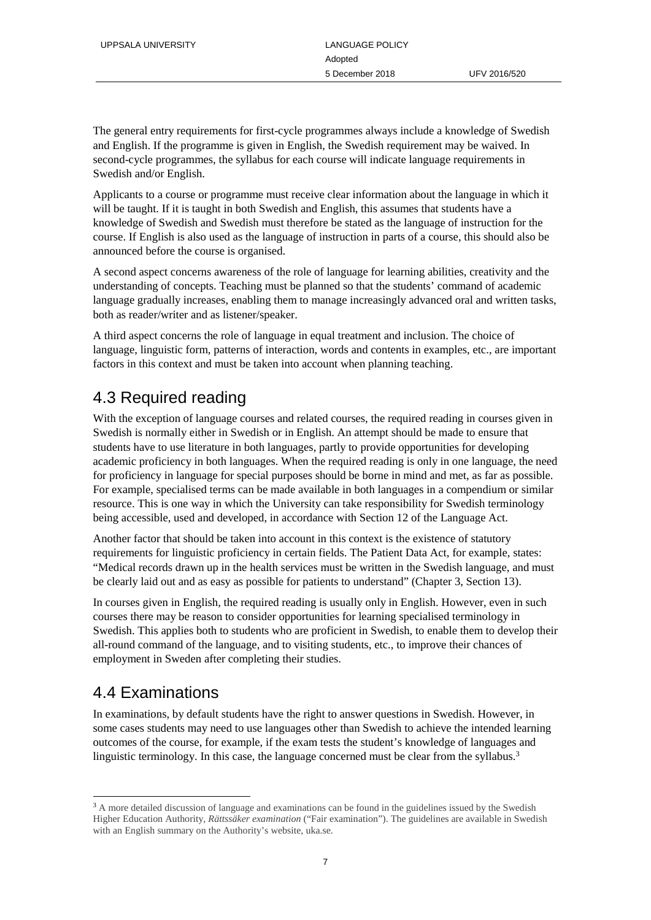The general entry requirements for first-cycle programmes always include a knowledge of Swedish and English. If the programme is given in English, the Swedish requirement may be waived. In second-cycle programmes, the syllabus for each course will indicate language requirements in Swedish and/or English.

Applicants to a course or programme must receive clear information about the language in which it will be taught. If it is taught in both Swedish and English, this assumes that students have a knowledge of Swedish and Swedish must therefore be stated as the language of instruction for the course. If English is also used as the language of instruction in parts of a course, this should also be announced before the course is organised.

A second aspect concerns awareness of the role of language for learning abilities, creativity and the understanding of concepts. Teaching must be planned so that the students' command of academic language gradually increases, enabling them to manage increasingly advanced oral and written tasks, both as reader/writer and as listener/speaker.

A third aspect concerns the role of language in equal treatment and inclusion. The choice of language, linguistic form, patterns of interaction, words and contents in examples, etc., are important factors in this context and must be taken into account when planning teaching.

## 4.3 Required reading

With the exception of language courses and related courses, the required reading in courses given in Swedish is normally either in Swedish or in English. An attempt should be made to ensure that students have to use literature in both languages, partly to provide opportunities for developing academic proficiency in both languages. When the required reading is only in one language, the need for proficiency in language for special purposes should be borne in mind and met, as far as possible. For example, specialised terms can be made available in both languages in a compendium or similar resource. This is one way in which the University can take responsibility for Swedish terminology being accessible, used and developed, in accordance with Section 12 of the Language Act.

Another factor that should be taken into account in this context is the existence of statutory requirements for linguistic proficiency in certain fields. The Patient Data Act, for example, states: "Medical records drawn up in the health services must be written in the Swedish language, and must be clearly laid out and as easy as possible for patients to understand" (Chapter 3, Section 13).

In courses given in English, the required reading is usually only in English. However, even in such courses there may be reason to consider opportunities for learning specialised terminology in Swedish. This applies both to students who are proficient in Swedish, to enable them to develop their all-round command of the language, and to visiting students, etc., to improve their chances of employment in Sweden after completing their studies.

## 4.4 Examinations

In examinations, by default students have the right to answer questions in Swedish. However, in some cases students may need to use languages other than Swedish to achieve the intended learning outcomes of the course, for example, if the exam tests the student's knowledge of languages and linguistic terminology. In this case, the language concerned must be clear from the syllabus.[3]

[3] A more detailed discussion of language and examinations can be found in the guidelines issued by the Swedish Higher Education Authority, *Rättssäker examination* ("Fair examination"). The guidelines are available in Swedish with an English summary on the Authority's website, uka.se.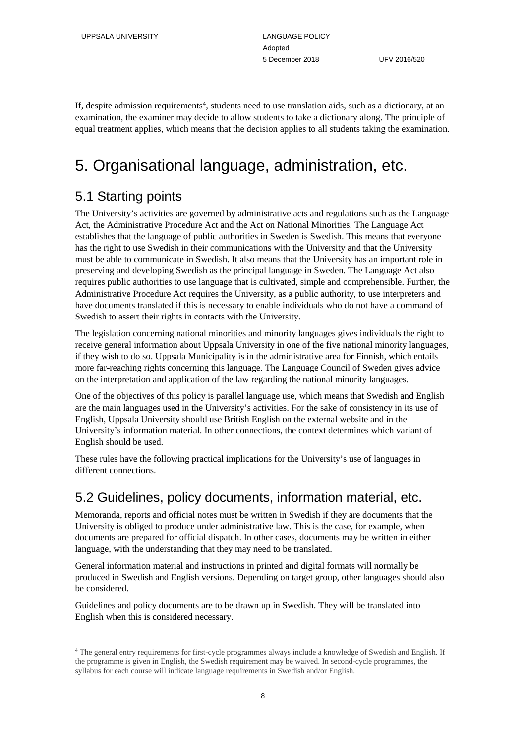If, despite admission requirements[4], students need to use translation aids, such as a dictionary, at an examination, the examiner may decide to allow students to take a dictionary along. The principle of equal treatment applies, which means that the decision applies to all students taking the examination.

# 5. Organisational language, administration, etc.

## 5.1 Starting points

The University's activities are governed by administrative acts and regulations such as the Language Act, the Administrative Procedure Act and the Act on National Minorities. The Language Act establishes that the language of public authorities in Sweden is Swedish. This means that everyone has the right to use Swedish in their communications with the University and that the University must be able to communicate in Swedish. It also means that the University has an important role in preserving and developing Swedish as the principal language in Sweden. The Language Act also requires public authorities to use language that is cultivated, simple and comprehensible. Further, the Administrative Procedure Act requires the University, as a public authority, to use interpreters and have documents translated if this is necessary to enable individuals who do not have a command of Swedish to assert their rights in contacts with the University.

The legislation concerning national minorities and minority languages gives individuals the right to receive general information about Uppsala University in one of the five national minority languages, if they wish to do so. Uppsala Municipality is in the administrative area for Finnish, which entails more far-reaching rights concerning this language. The Language Council of Sweden gives advice on the interpretation and application of the law regarding the national minority languages.

One of the objectives of this policy is parallel language use, which means that Swedish and English are the main languages used in the University's activities. For the sake of consistency in its use of English, Uppsala University should use British English on the external website and in the University's information material. In other connections, the context determines which variant of English should be used.

These rules have the following practical implications for the University's use of languages in different connections.

## 5.2 Guidelines, policy documents, information material, etc.

Memoranda, reports and official notes must be written in Swedish if they are documents that the University is obliged to produce under administrative law. This is the case, for example, when documents are prepared for official dispatch. In other cases, documents may be written in either language, with the understanding that they may need to be translated.

General information material and instructions in printed and digital formats will normally be produced in Swedish and English versions. Depending on target group, other languages should also be considered.

Guidelines and policy documents are to be drawn up in Swedish. They will be translated into English when this is considered necessary.

---

[4] The general entry requirements for first-cycle programmes always include a knowledge of Swedish and English. If the programme is given in English, the Swedish requirement may be waived. In second-cycle programmes, the syllabus for each course will indicate language requirements in Swedish and/or English.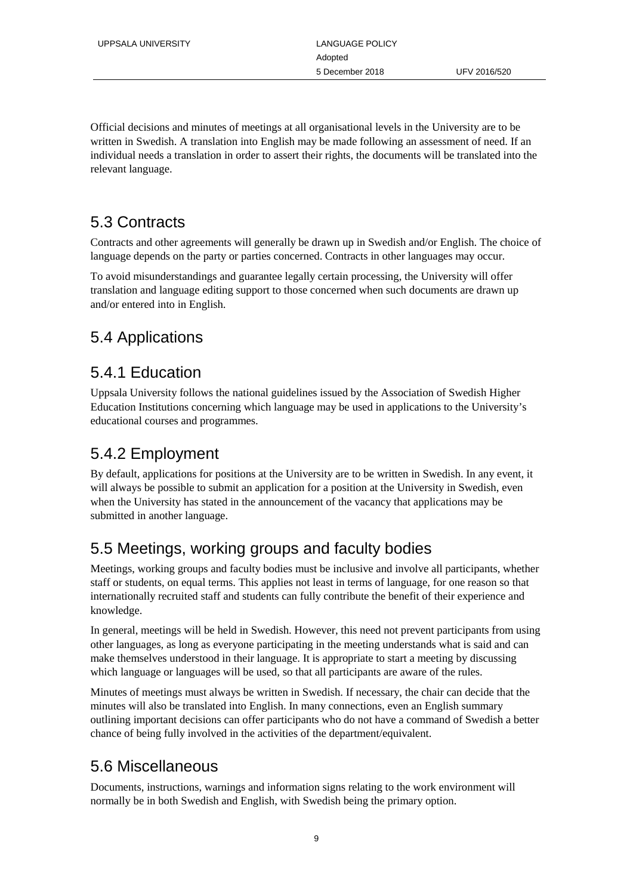Official decisions and minutes of meetings at all organisational levels in the University are to be written in Swedish. A translation into English may be made following an assessment of need. If an individual needs a translation in order to assert their rights, the documents will be translated into the relevant language.

## 5.3 Contracts

Contracts and other agreements will generally be drawn up in Swedish and/or English. The choice of language depends on the party or parties concerned. Contracts in other languages may occur.

To avoid misunderstandings and guarantee legally certain processing, the University will offer translation and language editing support to those concerned when such documents are drawn up and/or entered into in English.

## 5.4 Applications

### 5.4.1 Education

Uppsala University follows the national guidelines issued by the Association of Swedish Higher Education Institutions concerning which language may be used in applications to the University's educational courses and programmes.

### 5.4.2 Employment

By default, applications for positions at the University are to be written in Swedish. In any event, it will always be possible to submit an application for a position at the University in Swedish, even when the University has stated in the announcement of the vacancy that applications may be submitted in another language.

## 5.5 Meetings, working groups and faculty bodies

Meetings, working groups and faculty bodies must be inclusive and involve all participants, whether staff or students, on equal terms. This applies not least in terms of language, for one reason so that internationally recruited staff and students can fully contribute the benefit of their experience and knowledge.

In general, meetings will be held in Swedish. However, this need not prevent participants from using other languages, as long as everyone participating in the meeting understands what is said and can make themselves understood in their language. It is appropriate to start a meeting by discussing which language or languages will be used, so that all participants are aware of the rules.

Minutes of meetings must always be written in Swedish. If necessary, the chair can decide that the minutes will also be translated into English. In many connections, even an English summary outlining important decisions can offer participants who do not have a command of Swedish a better chance of being fully involved in the activities of the department/equivalent.

## 5.6 Miscellaneous

Documents, instructions, warnings and information signs relating to the work environment will normally be in both Swedish and English, with Swedish being the primary option.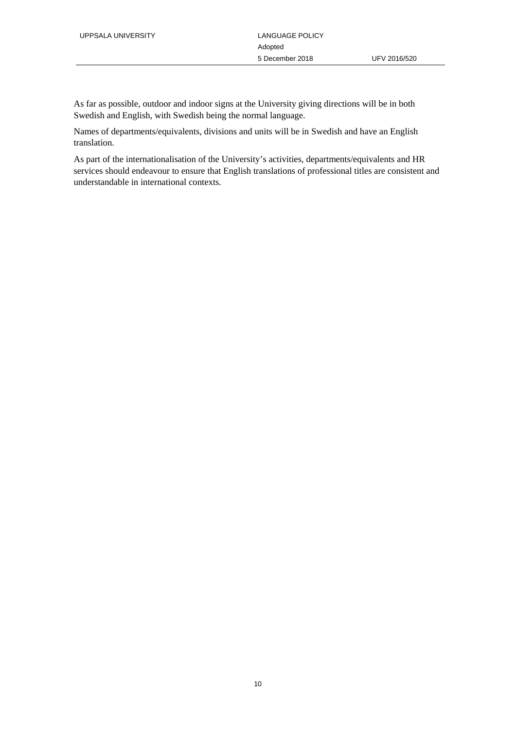As far as possible, outdoor and indoor signs at the University giving directions will be in both Swedish and English, with Swedish being the normal language.

Names of departments/equivalents, divisions and units will be in Swedish and have an English translation.

As part of the internationalisation of the University's activities, departments/equivalents and HR services should endeavour to ensure that English translations of professional titles are consistent and understandable in international contexts.